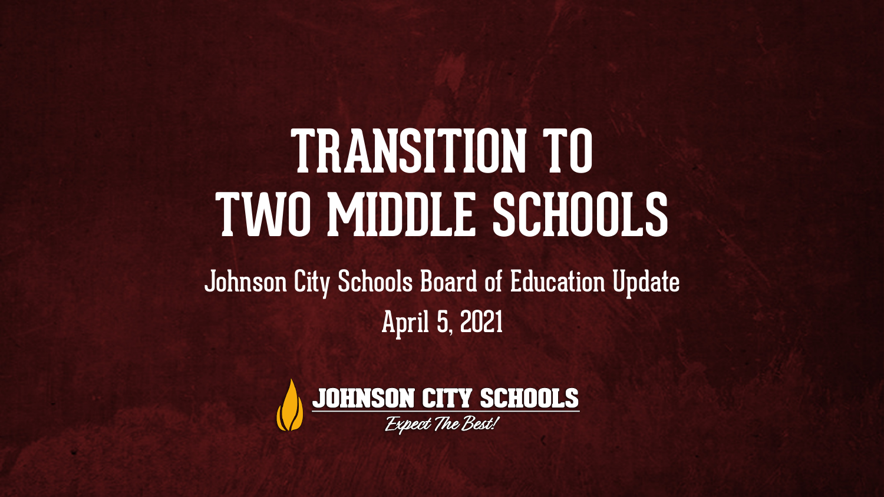# TRANSITION TO TWO MIDDLE SCHOOLS

Johnson City Schools Board of Education Update

April 5, 2021

JOHNSON CITY SCHOOLS

*Expect The Best!*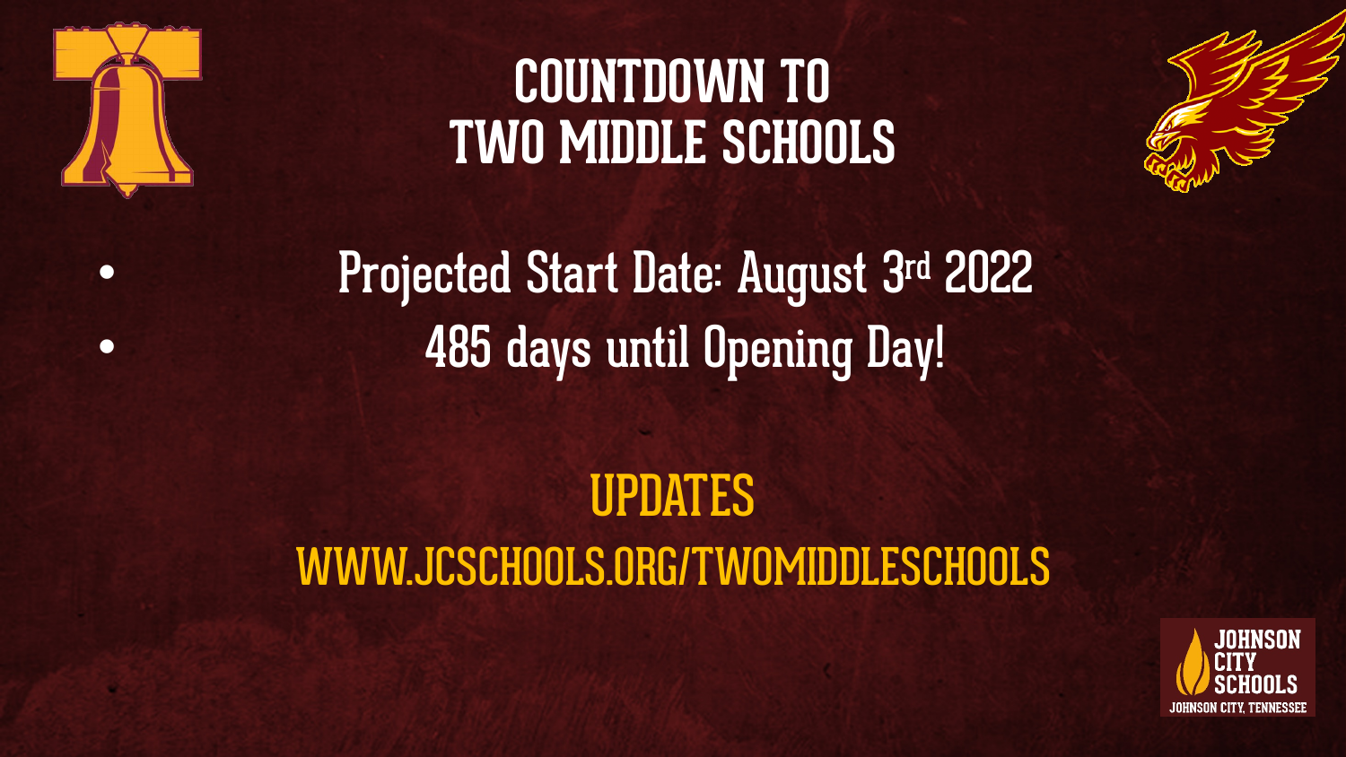# COUNTDOWN TO TWO MIDDLE SCHOOLS

- Projected Start Date: August 3rd 2022
- 485 days until Opening Day!

## UPDATES

WWW.JCSCHOOLS.ORG/TWOMIDDLESCHOOLS

JOHNSON CITY SCHOOLS
JOHNSON CITY, TENNESSEE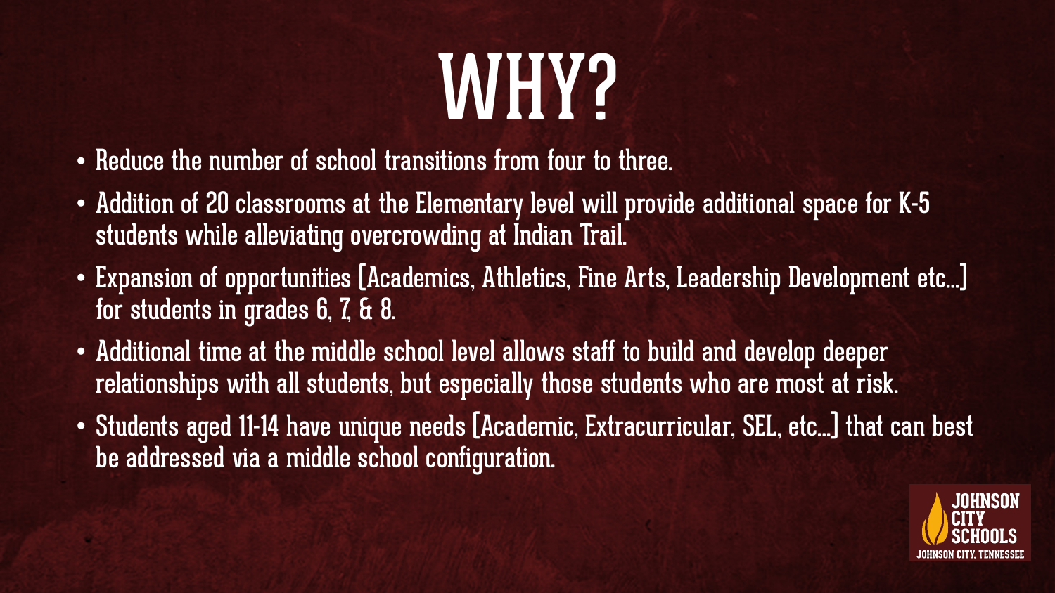# WHY?

- Reduce the number of school transitions from four to three.
- Addition of 20 classrooms at the Elementary level will provide additional space for K-5 students while alleviating overcrowding at Indian Trail.
- Expansion of opportunities [Academics, Athletics, Fine Arts, Leadership Development etc...] for students in grades 6, 7, & 8.
- Additional time at the middle school level allows staff to build and develop deeper relationships with all students, but especially those students who are most at risk.
- Students aged 11-14 have unique needs [Academic, Extracurricular, SEL, etc...] that can best be addressed via a middle school configuration.

JOHNSON CITY SCHOOLS
JOHNSON CITY, TENNESSEE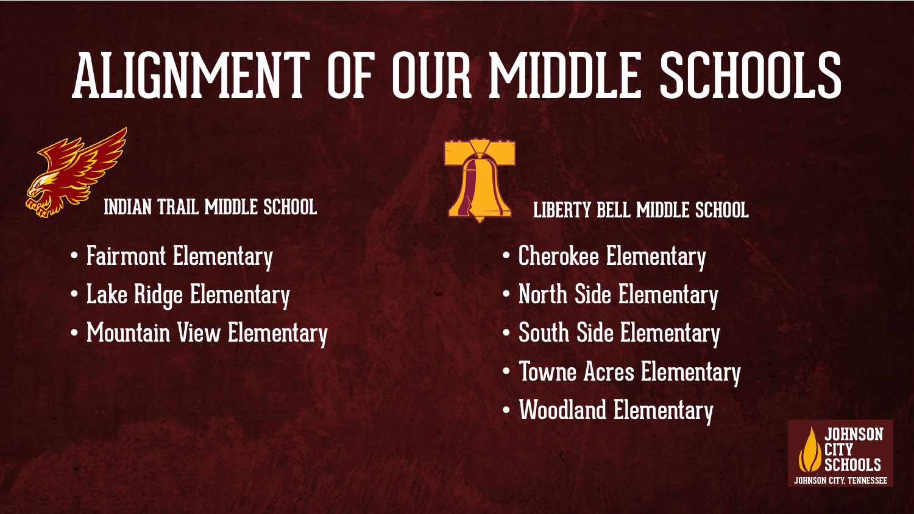# ALIGNMENT OF OUR MIDDLE SCHOOLS

## INDIAN TRAIL MIDDLE SCHOOL

- Fairmont Elementary
- Lake Ridge Elementary
- Mountain View Elementary

## LIBERTY BELL MIDDLE SCHOOL

- Cherokee Elementary
- North Side Elementary
- South Side Elementary
- Towne Acres Elementary
- Woodland Elementary

JOHNSON CITY SCHOOLS
JOHNSON CITY, TENNESSEE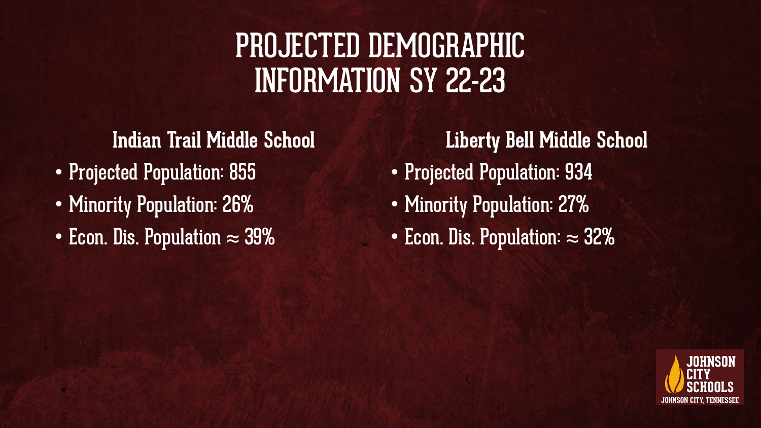# PROJECTED DEMOGRAPHIC INFORMATION SY 22-23

## Indian Trail Middle School

- Projected Population: 855
- Minority Population: 26%
- Econ. Dis. Population ≈ 39%

## Liberty Bell Middle School

- Projected Population: 934
- Minority Population: 27%
- Econ. Dis. Population: ≈ 32%

JOHNSON CITY SCHOOLS
JOHNSON CITY, TENNESSEE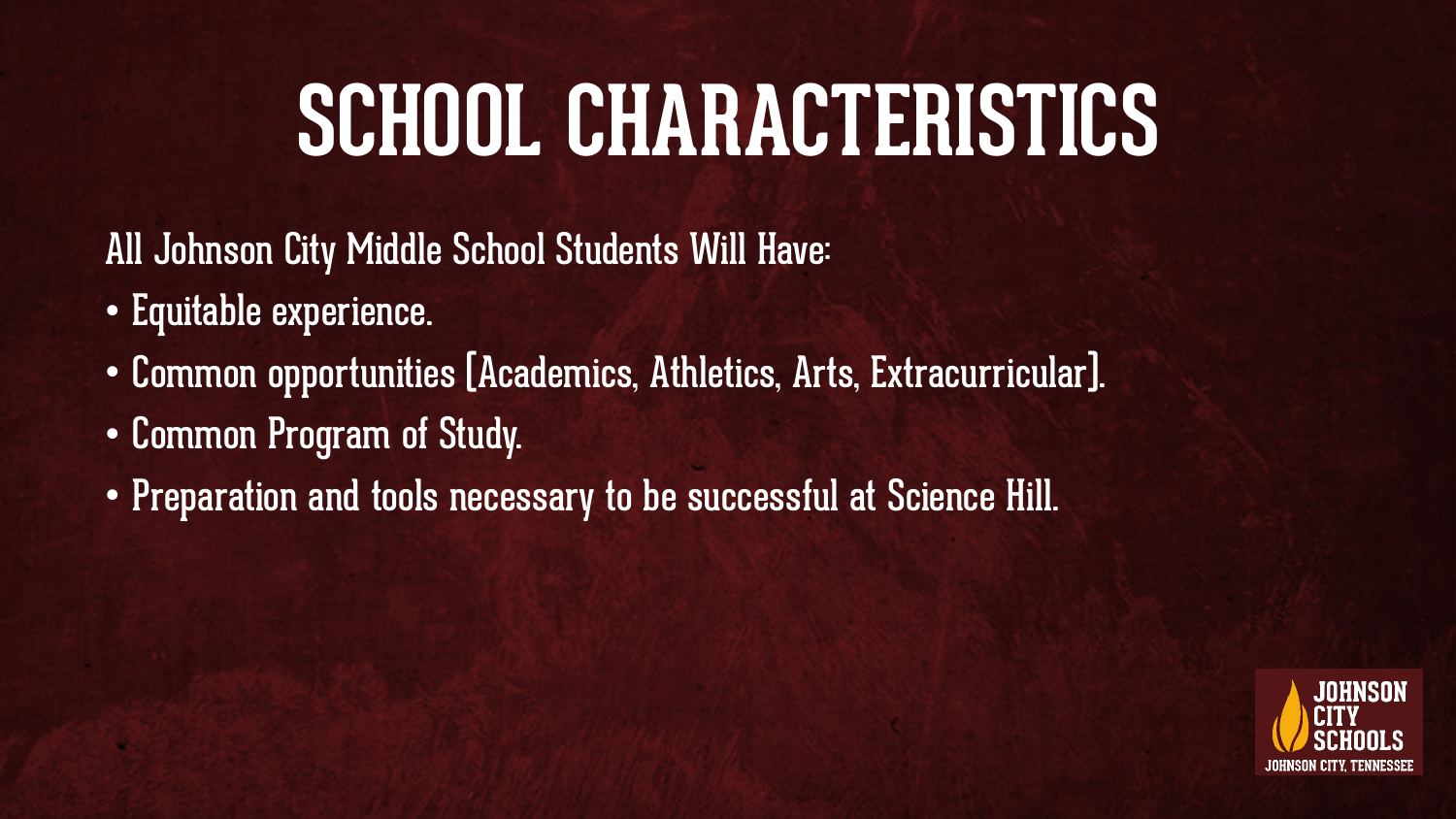# SCHOOL CHARACTERISTICS

All Johnson City Middle School Students Will Have:

- Equitable experience.
- Common opportunities [Academics, Athletics, Arts, Extracurricular].
- Common Program of Study.
- Preparation and tools necessary to be successful at Science Hill.

JOHNSON CITY SCHOOLS
JOHNSON CITY, TENNESSEE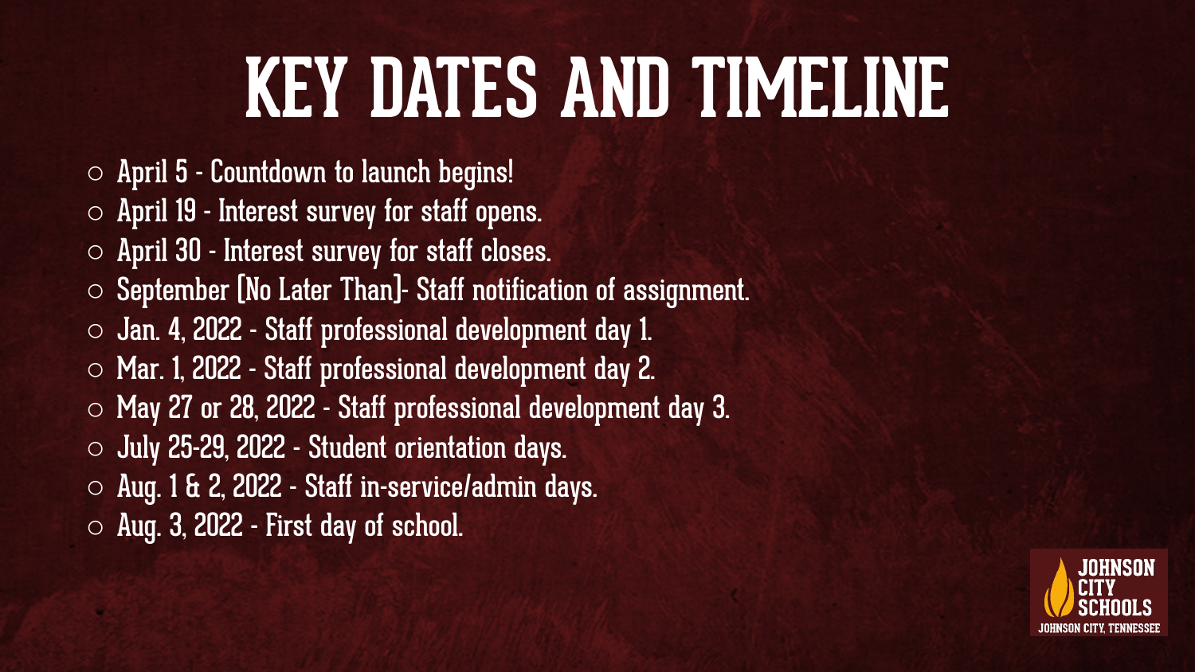# KEY DATES AND TIMELINE

- April 5 - Countdown to launch begins!
- April 19 - Interest survey for staff opens.
- April 30 - Interest survey for staff closes.
- September [No Later Than]- Staff notification of assignment.
- Jan. 4, 2022 - Staff professional development day 1.
- Mar. 1, 2022 - Staff professional development day 2.
- May 27 or 28, 2022 - Staff professional development day 3.
- July 25-29, 2022 - Student orientation days.
- Aug. 1 & 2, 2022 - Staff in-service/admin days.
- Aug. 3, 2022 - First day of school.

JOHNSON CITY SCHOOLS
JOHNSON CITY, TENNESSEE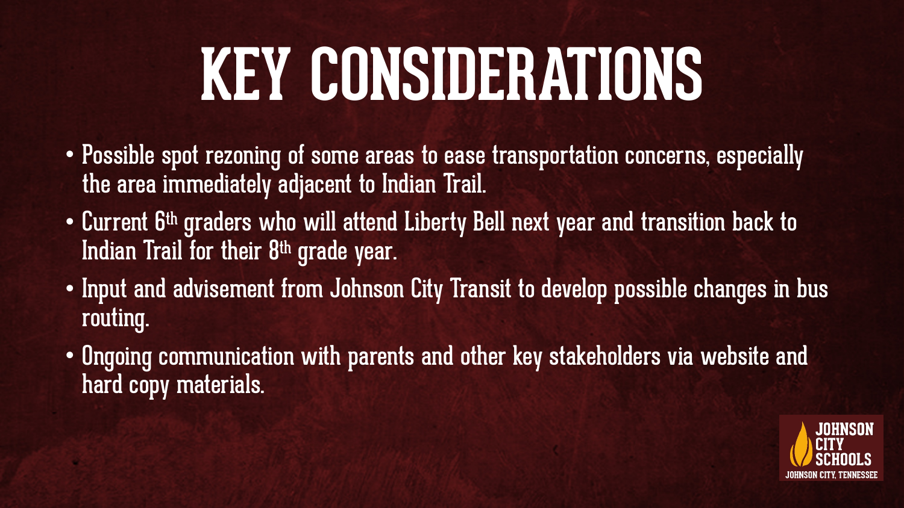# KEY CONSIDERATIONS

- Possible spot rezoning of some areas to ease transportation concerns, especially the area immediately adjacent to Indian Trail.
- Current 6th graders who will attend Liberty Bell next year and transition back to Indian Trail for their 8th grade year.
- Input and advisement from Johnson City Transit to develop possible changes in bus routing.
- Ongoing communication with parents and other key stakeholders via website and hard copy materials.

JOHNSON CITY SCHOOLS
JOHNSON CITY, TENNESSEE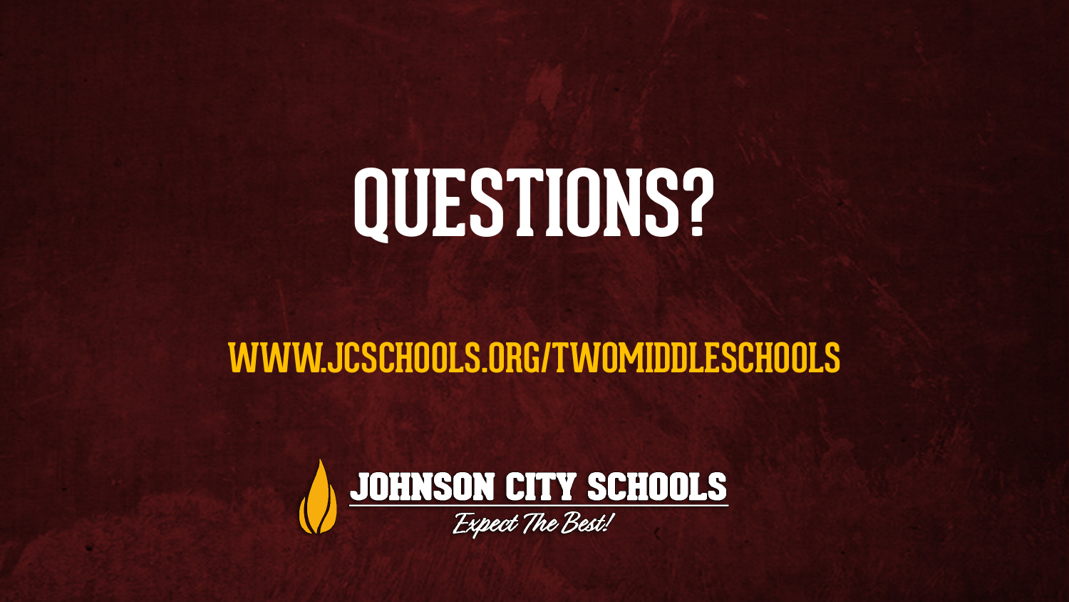# QUESTIONS?

WWW.JCSCHOOLS.ORG/TWOMIDDLESCHOOLS

**JOHNSON CITY SCHOOLS**

*Expect The Best!*